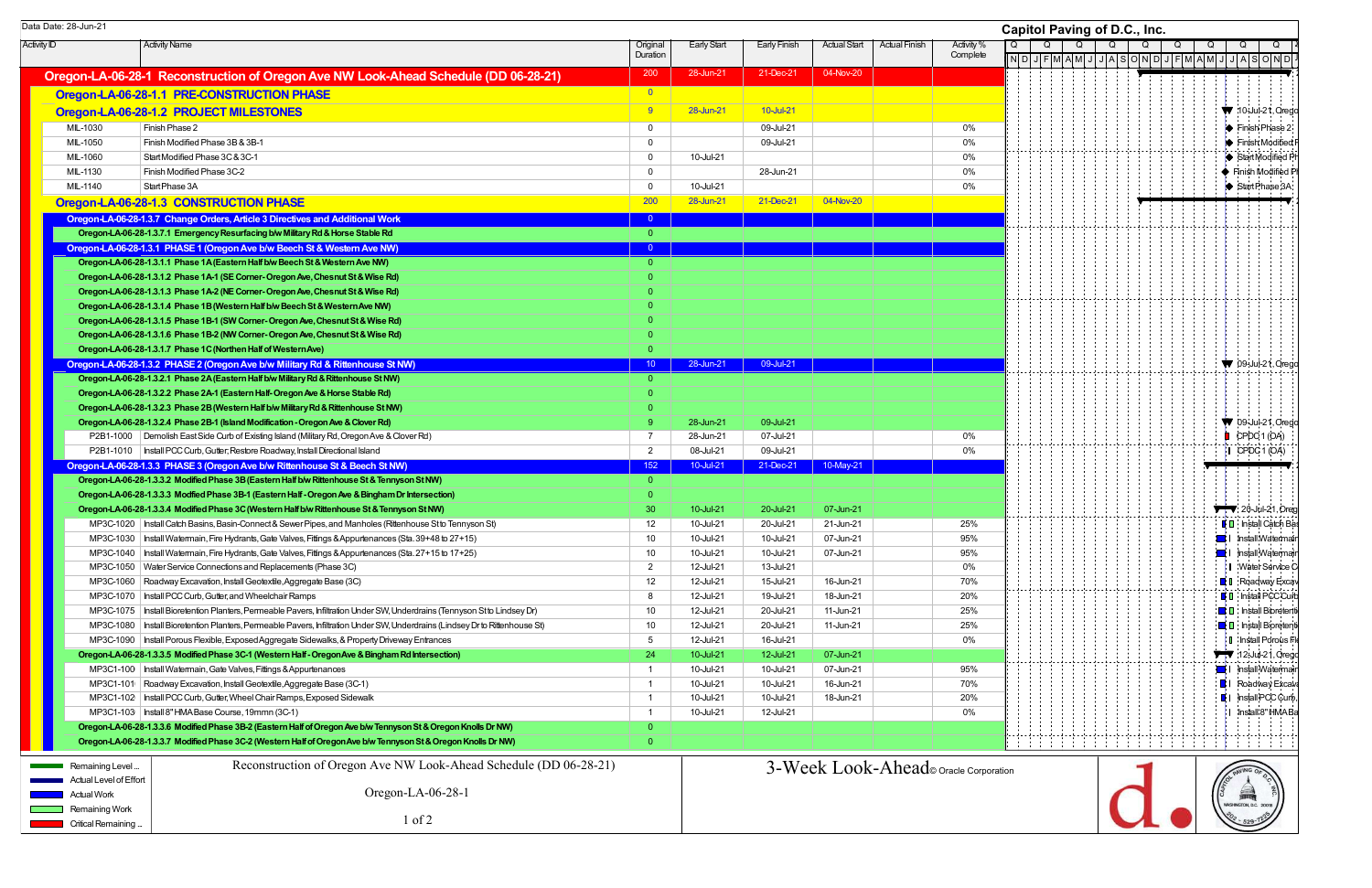Data Date: 28-Jun-21

**Capitol Paving of D.C., Inc.**

| Activity ID | Activity Name | Original Duration | Early Start | Early Finish | Actual Start | Actual Finish | Activity % Complete |
|---|---|---|---|---|---|---|---|
| **Oregon-LA-06-28-1 Reconstruction of Oregon Ave NW Look-Ahead Schedule (DD 06-28-21)** | | 200 | 28-Jun-21 | 21-Dec-21 | 04-Nov-20 | | |
| **Oregon-LA-06-28-1.1 PRE-CONSTRUCTION PHASE** | | 0 | | | | | |
| **Oregon-LA-06-28-1.2 PROJECT MILESTONES** | | 9 | 28-Jun-21 | 10-Jul-21 | | | |
| MIL-1030 | Finish Phase 2 | 0 | | 09-Jul-21 | | | 0% |
| MIL-1050 | Finish Modified Phase 3B & 3B-1 | 0 | | 09-Jul-21 | | | 0% |
| MIL-1060 | Start Modified Phase 3C & 3C-1 | 0 | 10-Jul-21 | | | | 0% |
| MIL-1130 | Finish Modified Phase 3C-2 | 0 | | 28-Jun-21 | | | 0% |
| MIL-1140 | Start Phase 3A | 0 | 10-Jul-21 | | | | 0% |
| **Oregon-LA-06-28-1.3 CONSTRUCTION PHASE** | | 200 | 28-Jun-21 | 21-Dec-21 | 04-Nov-20 | | |
| **Oregon-LA-06-28-1.3.7 Change Orders, Article 3 Directives and Additional Work** | | 0 | | | | | |
| **Oregon-LA-06-28-1.3.7.1 Emergency Resurfacing b/w Military Rd & Horse Stable Rd** | | 0 | | | | | |
| **Oregon-LA-06-28-1.3.1 PHASE 1 (Oregon Ave b/w Beech St & Western Ave NW)** | | 0 | | | | | |
| **Oregon-LA-06-28-1.3.1.1 Phase 1A (Eastern Half b/w Beech St & Western Ave NW)** | | 0 | | | | | |
| **Oregon-LA-06-28-1.3.1.2 Phase 1A-1 (SE Corner- Oregon Ave, Chesnut St & Wise Rd)** | | 0 | | | | | |
| **Oregon-LA-06-28-1.3.1.3 Phase 1A-2 (NE Corner- Oregon Ave, Chesnut St & Wise Rd)** | | 0 | | | | | |
| **Oregon-LA-06-28-1.3.1.4 Phase 1B (Western Half b/w Beech St & Western Ave NW)** | | 0 | | | | | |
| **Oregon-LA-06-28-1.3.1.5 Phase 1B-1 (SW Corner- Oregon Ave, Chesnut St & Wise Rd)** | | 0 | | | | | |
| **Oregon-LA-06-28-1.3.1.6 Phase 1B-2 (NW Corner- Oregon Ave, Chesnut St & Wise Rd)** | | 0 | | | | | |
| **Oregon-LA-06-28-1.3.1.7 Phase 1C (Northen Half of Western Ave)** | | 0 | | | | | |
| **Oregon-LA-06-28-1.3.2 PHASE 2 (Oregon Ave b/w Military Rd & Rittenhouse St NW)** | | 10 | 28-Jun-21 | 09-Jul-21 | | | |
| **Oregon-LA-06-28-1.3.2.1 Phase 2A (Eastern Half b/w Military Rd & Rittenhouse St NW)** | | 0 | | | | | |
| **Oregon-LA-06-28-1.3.2.2 Phase 2A-1 (Eastern Half- Oregon Ave & Horse Stable Rd)** | | 0 | | | | | |
| **Oregon-LA-06-28-1.3.2.3 Phase 2B (Western Half b/w Military Rd & Rittenhouse St NW)** | | 0 | | | | | |
| **Oregon-LA-06-28-1.3.2.4 Phase 2B-1 (Island Modification - Oregon Ave & Clover Rd)** | | 9 | 28-Jun-21 | 09-Jul-21 | | | |
| P2B1-1000 | Demolish East Side Curb of Existing Island (Military Rd, Oregon Ave & Clover Rd) | 7 | 28-Jun-21 | 07-Jul-21 | | | 0% |
| P2B1-1010 | Install PCC Curb, Gutter, Restore Roadway, Install Directional Island | 2 | 08-Jul-21 | 09-Jul-21 | | | 0% |
| **Oregon-LA-06-28-1.3.3 PHASE 3 (Oregon Ave b/w Rittenhouse St & Beech St NW)** | | 152 | 10-Jul-21 | 21-Dec-21 | 10-May-21 | | |
| **Oregon-LA-06-28-1.3.3.2 Modified Phase 3B (Eastern Half b/w Rittenhouse St & Tennyson St NW)** | | 0 | | | | | |
| **Oregon-LA-06-28-1.3.3.3 Modfied Phase 3B-1 (Eastern Half - Oregon Ave & Bingham Dr Intersection)** | | 0 | | | | | |
| **Oregon-LA-06-28-1.3.3.4 Modified Phase 3C (Western Half b/w Rittenhouse St & Tennyson St NW)** | | 30 | 10-Jul-21 | 20-Jul-21 | 07-Jun-21 | | |
| MP3C-1020 | Install Catch Basins, Basin-Connect & Sewer Pipes, and Manholes (Rittenhouse St to Tennyson St) | 12 | 10-Jul-21 | 20-Jul-21 | 21-Jun-21 | | 25% |
| MP3C-1030 | Install Watermain, Fire Hydrants, Gate Valves, Fittings & Appurtenances (Sta. 39+48 to 27+15) | 10 | 10-Jul-21 | 10-Jul-21 | 07-Jun-21 | | 95% |
| MP3C-1040 | Install Watermain, Fire Hydrants, Gate Valves, Fittings & Appurtenances (Sta. 27+15 to 17+25) | 10 | 10-Jul-21 | 10-Jul-21 | 07-Jun-21 | | 95% |
| MP3C-1050 | Water Service Connections and Replacements (Phase 3C) | 2 | 12-Jul-21 | 13-Jul-21 | | | 0% |
| MP3C-1060 | Roadway Excavation, Install Geotextile, Aggregate Base (3C) | 12 | 12-Jul-21 | 15-Jul-21 | 16-Jun-21 | | 70% |
| MP3C-1070 | Install PCC Curb, Gutter, and Wheelchair Ramps | 8 | 12-Jul-21 | 19-Jul-21 | 18-Jun-21 | | 20% |
| MP3C-1075 | Install Bioretention Planters, Permeable Pavers, Infiltration Under SW, Underdrains (Tennyson St to Lindsey Dr) | 10 | 12-Jul-21 | 20-Jul-21 | 11-Jun-21 | | 25% |
| MP3C-1080 | Install Bioretention Planters, Permeable Pavers, Infiltration Under SW, Underdrains (Lindsey Dr to Rittenhouse St) | 10 | 12-Jul-21 | 20-Jul-21 | 11-Jun-21 | | 25% |
| MP3C-1090 | Install Porous Flexible, Exposed Aggregate Sidewalks, & Property Driveway Entrances | 5 | 12-Jul-21 | 16-Jul-21 | | | 0% |
| **Oregon-LA-06-28-1.3.3.5 Modified Phase 3C-1 (Western Half - Oregon Ave & Bingham Rd Intersection)** | | 24 | 10-Jul-21 | 12-Jul-21 | 07-Jun-21 | | |
| MP3C1-100 | Install Watermain, Gate Valves, Fittings & Appurtenances | 1 | 10-Jul-21 | 10-Jul-21 | 07-Jun-21 | | 95% |
| MP3C1-101 | Roadway Excavation, Install Geotextile, Aggregate Base (3C-1) | 1 | 10-Jul-21 | 10-Jul-21 | 16-Jun-21 | | 70% |
| MP3C1-102 | Install PCC Curb, Gutter, Wheel Chair Ramps, Exposed Sidewalk | 1 | 10-Jul-21 | 10-Jul-21 | 18-Jun-21 | | 20% |
| MP3C1-103 | Install 8" HMA Base Course, 19mmn (3C-1) | 1 | 10-Jul-21 | 12-Jul-21 | | | 0% |
| **Oregon-LA-06-28-1.3.3.6 Modified Phase 3B-2 (Eastern Half of Oregon Ave b/w Tennyson St & Oregon Knolls Dr NW)** | | 0 | | | | | |
| **Oregon-LA-06-28-1.3.3.7 Modified Phase 3C-2 (Western Half of Oregon Ave b/w Tennyson St & Oregon Knolls Dr NW)** | | 0 | | | | | |

Legend: Remaining Level ..., Actual Level of Effort, Actual Work, Remaining Work, Critical Remaining ...

Reconstruction of Oregon Ave NW Look-Ahead Schedule (DD 06-28-21)

Oregon-LA-06-28-1

3-Week Look-Ahead © Oracle Corporation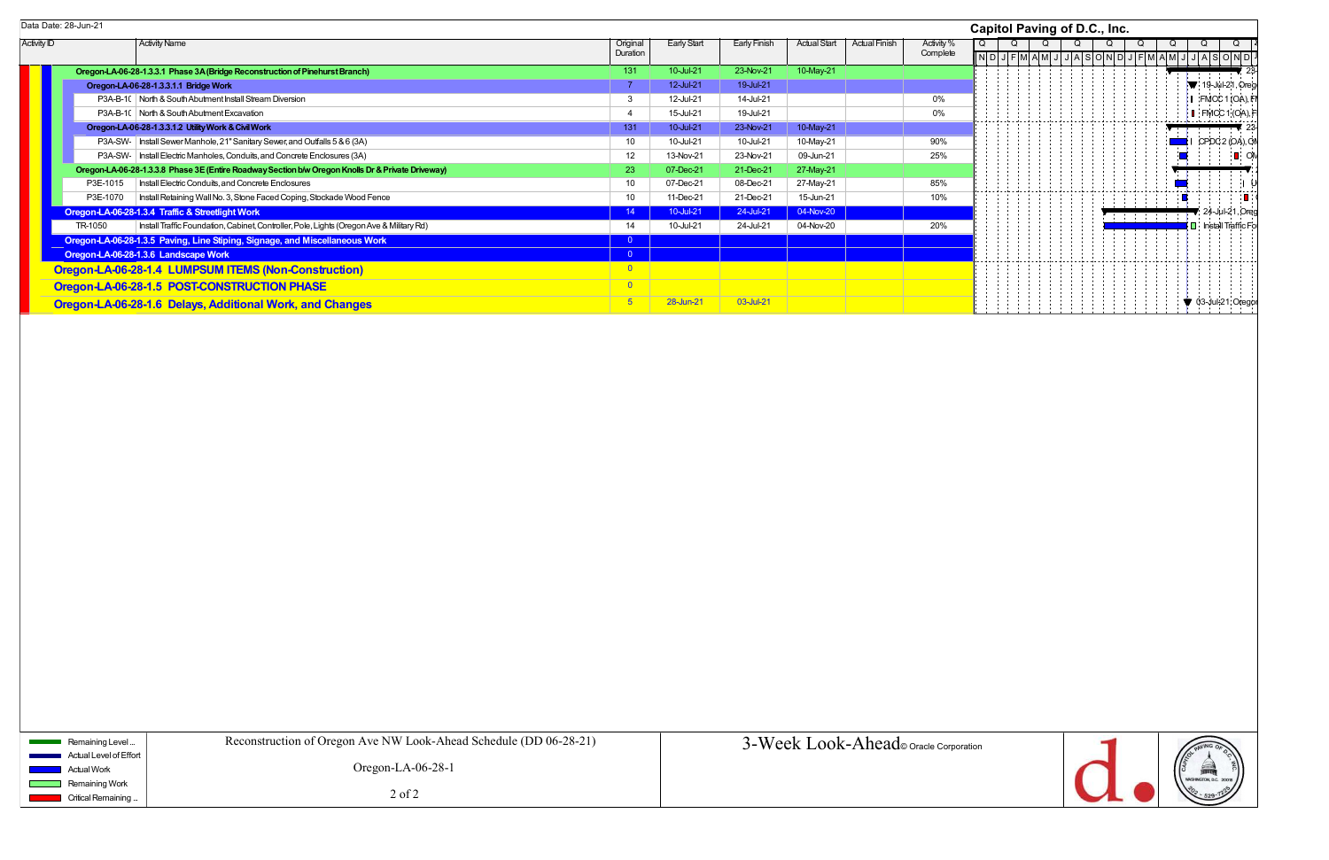Data Date: 28-Jun-21

**Capitol Paving of D.C., Inc.**

| Activity ID | Activity Name | Original Duration | Early Start | Early Finish | Actual Start | Actual Finish | Activity % Complete |
|---|---|---|---|---|---|---|---|
| Oregon-LA-06-28-1.3.3.1 Phase 3A (Bridge Reconstruction of Pinehurst Branch) | | 131 | 10-Jul-21 | 23-Nov-21 | 10-May-21 | | |
| Oregon-LA-06-28-1.3.3.1.1 Bridge Work | | 7 | 12-Jul-21 | 19-Jul-21 | | | |
| P3A-B-1( | North & South Abutment Install Stream Diversion | 3 | 12-Jul-21 | 14-Jul-21 | | | 0% |
| P3A-B-1( | North & South Abutment Excavation | 4 | 15-Jul-21 | 19-Jul-21 | | | 0% |
| Oregon-LA-06-28-1.3.3.1.2 Utility Work & Civil Work | | 131 | 10-Jul-21 | 23-Nov-21 | 10-May-21 | | |
| P3A-SW- | Install Sewer Manhole, 21" Sanitary Sewer, and Outfalls 5 & 6 (3A) | 10 | 10-Jul-21 | 10-Jul-21 | 10-May-21 | | 90% |
| P3A-SW- | Install Electric Manholes, Conduits, and Concrete Enclosures (3A) | 12 | 13-Nov-21 | 23-Nov-21 | 09-Jun-21 | | 25% |
| Oregon-LA-06-28-1.3.3.8 Phase 3E (Entire Roadway Section b/w Oregon Knolls Dr & Private Driveway) | | 23 | 07-Dec-21 | 21-Dec-21 | 27-May-21 | | |
| P3E-1015 | Install Electric Conduits, and Concrete Enclosures | 10 | 07-Dec-21 | 08-Dec-21 | 27-May-21 | | 85% |
| P3E-1070 | Install Retaining Wall No. 3, Stone Faced Coping, Stockade Wood Fence | 10 | 11-Dec-21 | 21-Dec-21 | 15-Jun-21 | | 10% |
| Oregon-LA-06-28-1.3.4 Traffic & Streetlight Work | | 14 | 10-Jul-21 | 24-Jul-21 | 04-Nov-20 | | |
| TR-1050 | Install Traffic Foundation, Cabinet, Controller, Pole, Lights (Oregon Ave & Military Rd) | 14 | 10-Jul-21 | 24-Jul-21 | 04-Nov-20 | | 20% |
| Oregon-LA-06-28-1.3.5 Paving, Line Stiping, Signage, and Miscellaneous Work | | 0 | | | | | |
| Oregon-LA-06-28-1.3.6 Landscape Work | | 0 | | | | | |
| **Oregon-LA-06-28-1.4 LUMPSUM ITEMS (Non-Construction)** | | 0 | | | | | |
| **Oregon-LA-06-28-1.5 POST-CONSTRUCTION PHASE** | | 0 | | | | | |
| **Oregon-LA-06-28-1.6 Delays, Additional Work, and Changes** | | 5 | 28-Jun-21 | 03-Jul-21 | | | |

19-Jul-21, Oreg
FMCC 1 (OA), F
FMCC 1 (OA), F
CPDC 2 (OA), O
24-Jul-21, Oreg
Install Traffic Fo
03-Jul-21, Orego

Remaining Level ..
Actual Level of Effort
Actual Work
Remaining Work
Critical Remaining ..

Reconstruction of Oregon Ave NW Look-Ahead Schedule (DD 06-28-21)

Oregon-LA-06-28-1

3-Week Look-Ahead © Oracle Corporation